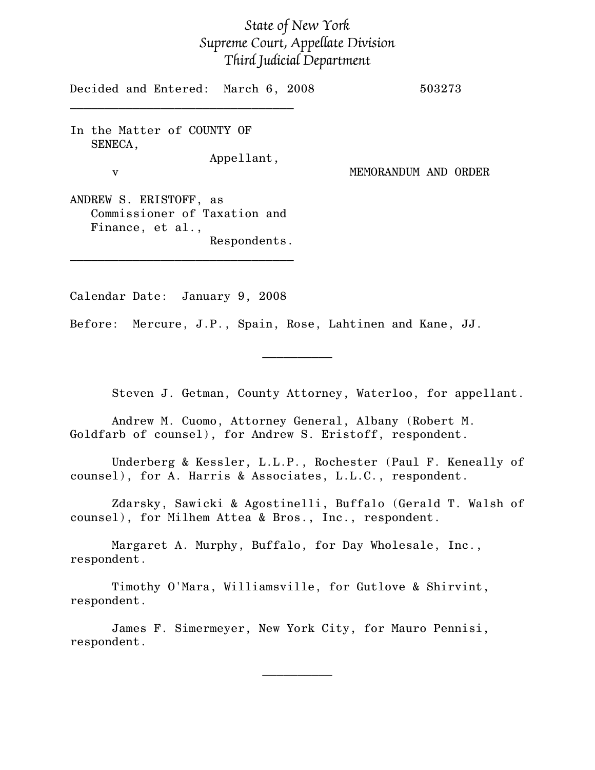*State of New York*
*Supreme Court, Appellate Division*
*Third Judicial Department*

Decided and Entered: March 6, 2008 503273

---

In the Matter of COUNTY OF SENECA,
Appellant,

v

MEMORANDUM AND ORDER

ANDREW S. ERISTOFF, as Commissioner of Taxation and Finance, et al.,
Respondents.

---

Calendar Date: January 9, 2008

Before: Mercure, J.P., Spain, Rose, Lahtinen and Kane, JJ.

---

Steven J. Getman, County Attorney, Waterloo, for appellant.

Andrew M. Cuomo, Attorney General, Albany (Robert M. Goldfarb of counsel), for Andrew S. Eristoff, respondent.

Underberg & Kessler, L.L.P., Rochester (Paul F. Keneally of counsel), for A. Harris & Associates, L.L.C., respondent.

Zdarsky, Sawicki & Agostinelli, Buffalo (Gerald T. Walsh of counsel), for Milhem Attea & Bros., Inc., respondent.

Margaret A. Murphy, Buffalo, for Day Wholesale, Inc., respondent.

Timothy O'Mara, Williamsville, for Gutlove & Shirvint, respondent.

James F. Simermeyer, New York City, for Mauro Pennisi, respondent.

---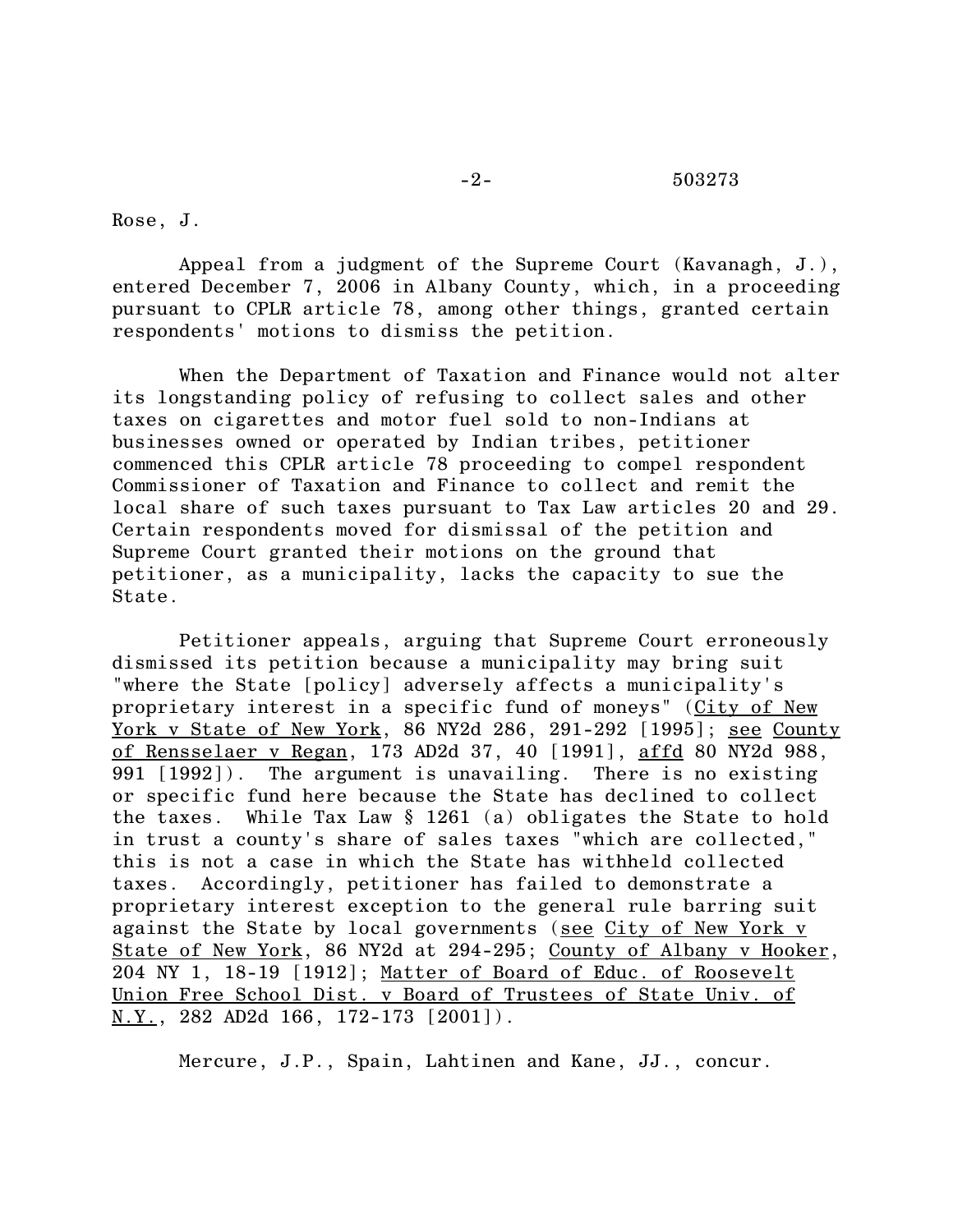Rose, J.

Appeal from a judgment of the Supreme Court (Kavanagh, J.), entered December 7, 2006 in Albany County, which, in a proceeding pursuant to CPLR article 78, among other things, granted certain respondents' motions to dismiss the petition.

When the Department of Taxation and Finance would not alter its longstanding policy of refusing to collect sales and other taxes on cigarettes and motor fuel sold to non-Indians at businesses owned or operated by Indian tribes, petitioner commenced this CPLR article 78 proceeding to compel respondent Commissioner of Taxation and Finance to collect and remit the local share of such taxes pursuant to Tax Law articles 20 and 29. Certain respondents moved for dismissal of the petition and Supreme Court granted their motions on the ground that petitioner, as a municipality, lacks the capacity to sue the State.

Petitioner appeals, arguing that Supreme Court erroneously dismissed its petition because a municipality may bring suit "where the State [policy] adversely affects a municipality's proprietary interest in a specific fund of moneys" (<u>City of New York v State of New York</u>, 86 NY2d 286, 291-292 [1995]; <u>see</u> <u>County of Rensselaer v Regan</u>, 173 AD2d 37, 40 [1991], <u>affd</u> 80 NY2d 988, 991 [1992]). The argument is unavailing. There is no existing or specific fund here because the State has declined to collect the taxes. While Tax Law § 1261 (a) obligates the State to hold in trust a county's share of sales taxes "which are collected," this is not a case in which the State has withheld collected taxes. Accordingly, petitioner has failed to demonstrate a proprietary interest exception to the general rule barring suit against the State by local governments (<u>see</u> <u>City of New York v State of New York</u>, 86 NY2d at 294-295; <u>County of Albany v Hooker</u>, 204 NY 1, 18-19 [1912]; <u>Matter of Board of Educ. of Roosevelt Union Free School Dist. v Board of Trustees of State Univ. of N.Y.</u>, 282 AD2d 166, 172-173 [2001]).

Mercure, J.P., Spain, Lahtinen and Kane, JJ., concur.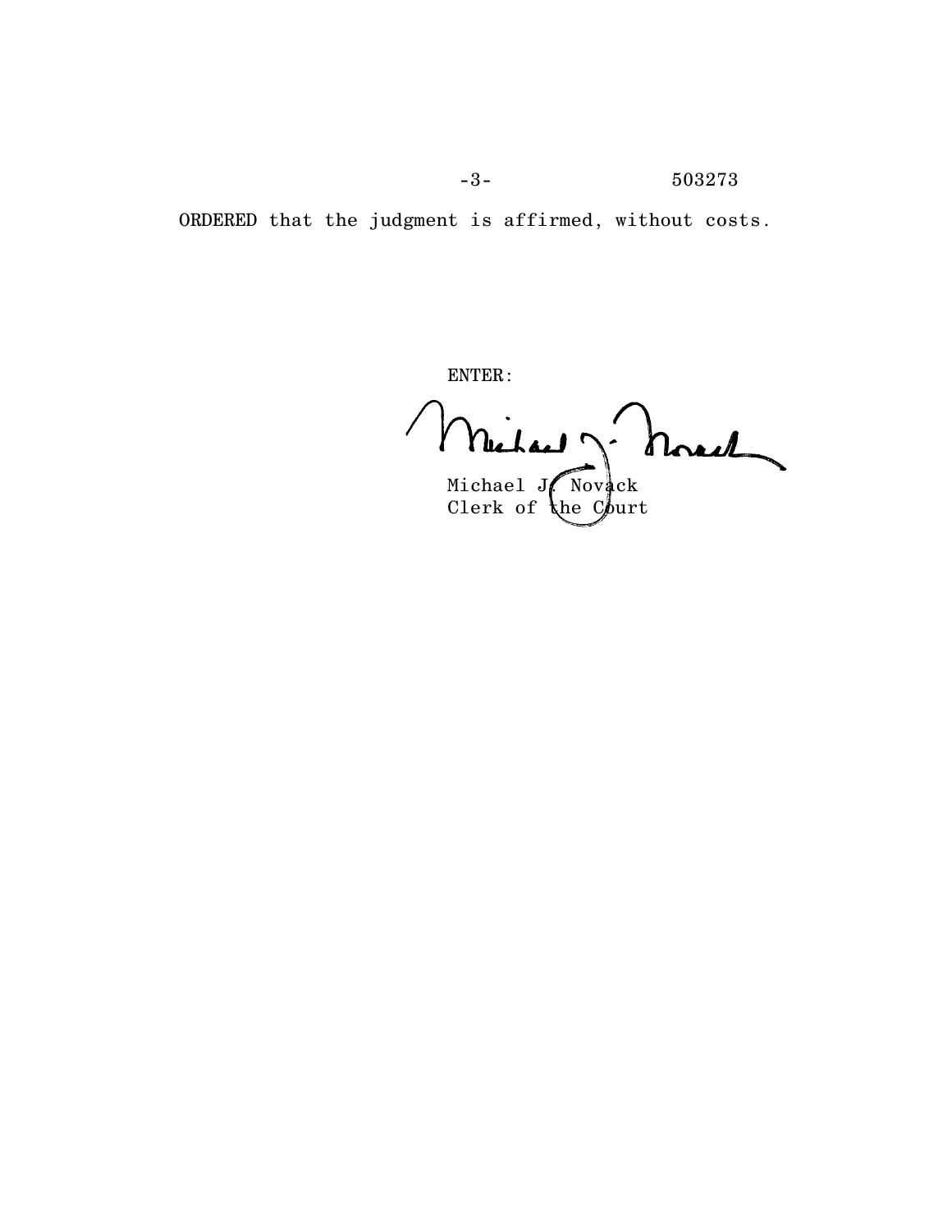ORDERED that the judgment is affirmed, without costs.

ENTER:

Michael J. Novack
Clerk of the Court